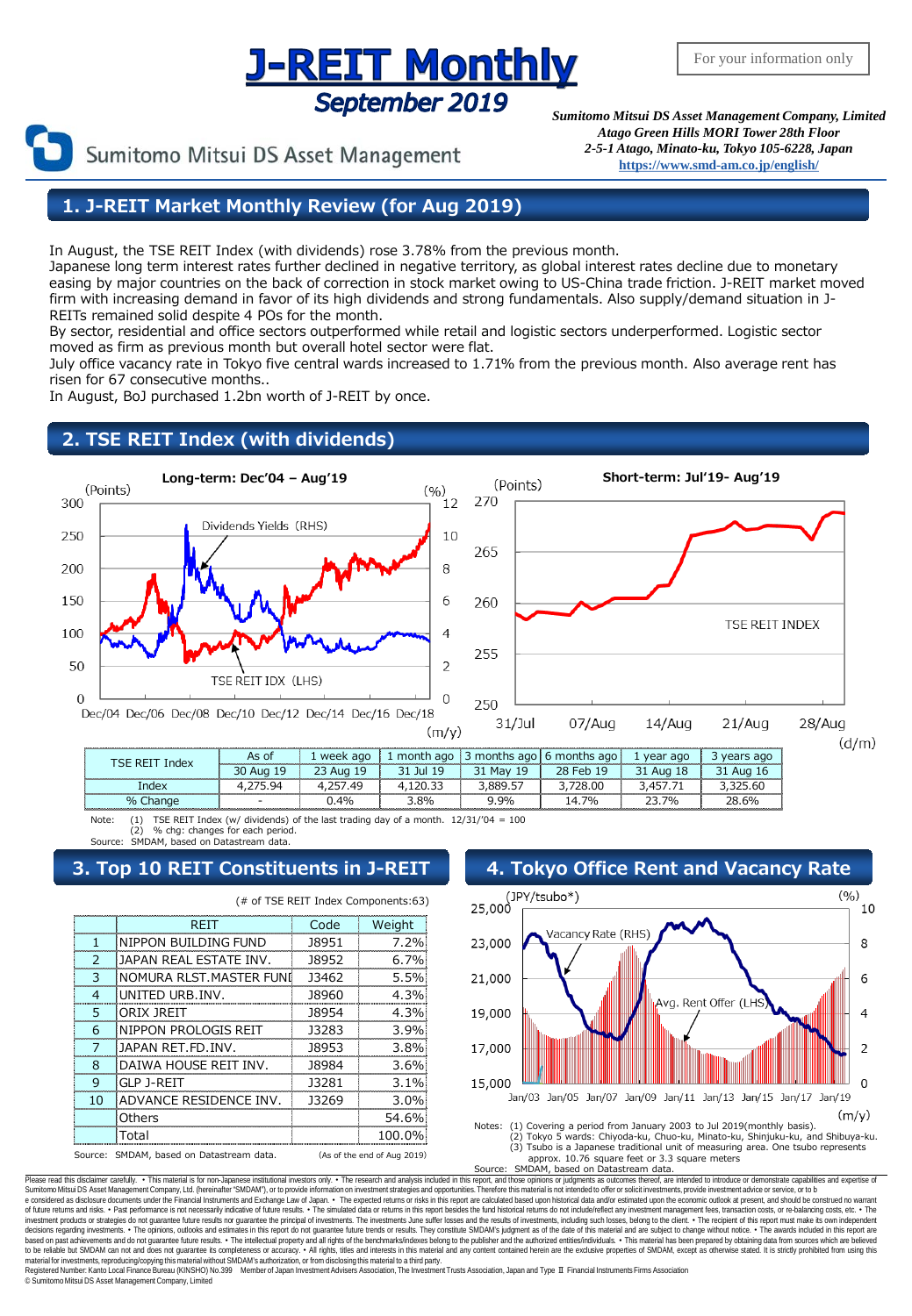# J-REIT Monthly

## September 2019

For your information only

Sumitomo Mitsui DS Asset Management

*Sumitomo Mitsui DS Asset Management Company, Limited*
*Atago Green Hills MORI Tower 28th Floor*
*2-5-1 Atago, Minato-ku, Tokyo 105-6228, Japan*
*https://www.smd-am.co.jp/english/*

## 1. J-REIT Market Monthly Review (for Aug 2019)

In August, the TSE REIT Index (with dividends) rose 3.78% from the previous month.
Japanese long term interest rates further declined in negative territory, as global interest rates decline due to monetary easing by major countries on the back of correction in stock market owing to US-China trade friction. J-REIT market moved firm with increasing demand in favor of its high dividends and strong fundamentals. Also supply/demand situation in J-REITs remained solid despite 4 POs for the month.
By sector, residential and office sectors outperformed while retail and logistic sectors underperformed. Logistic sector moved as firm as previous month but overall hotel sector were flat.
July office vacancy rate in Tokyo five central wards increased to 1.71% from the previous month. Also average rent has risen for 67 consecutive months..
In August, BoJ purchased 1.2bn worth of J-REIT by once.

## 2. TSE REIT Index (with dividends)

**Long-term: Dec'04 – Aug'19**

**Short-term: Jul'19- Aug'19**

| TSE REIT Index | As of | 1 week ago | 1 month ago | 3 months ago | 6 months ago | 1 year ago | 3 years ago |
|---|---|---|---|---|---|---|---|
| | 30 Aug 19 | 23 Aug 19 | 31 Jul 19 | 31 May 19 | 28 Feb 19 | 31 Aug 18 | 31 Aug 16 |
| Index | 4,275.94 | 4,257.49 | 4,120.33 | 3,889.57 | 3,728.00 | 3,457.71 | 3,325.60 |
| % Change | - | 0.4% | 3.8% | 9.9% | 14.7% | 23.7% | 28.6% |

Note: (1) TSE REIT Index (w/ dividends) of the last trading day of a month. 12/31/'04 = 100
(2) % chg: changes for each period.
Source: SMDAM, based on Datastream data.

## 3. Top 10 REIT Constituents in J-REIT

(# of TSE REIT Index Components:63)

| | REIT | Code | Weight |
|---|---|---|---|
| 1 | NIPPON BUILDING FUND | J8951 | 7.2% |
| 2 | JAPAN REAL ESTATE INV. | J8952 | 6.7% |
| 3 | NOMURA RLST.MASTER FUNI | J3462 | 5.5% |
| 4 | UNITED URB.INV. | J8960 | 4.3% |
| 5 | ORIX JREIT | J8954 | 4.3% |
| 6 | NIPPON PROLOGIS REIT | J3283 | 3.9% |
| 7 | JAPAN RET.FD.INV. | J8953 | 3.8% |
| 8 | DAIWA HOUSE REIT INV. | J8984 | 3.6% |
| 9 | GLP J-REIT | J3281 | 3.1% |
| 10 | ADVANCE RESIDENCE INV. | J3269 | 3.0% |
| | Others | | 54.6% |
| | Total | | 100.0% |

Source: SMDAM, based on Datastream data. (As of the end of Aug 2019)

## 4. Tokyo Office Rent and Vacancy Rate

Notes: (1) Covering a period from January 2003 to Jul 2019(monthly basis).
(2) Tokyo 5 wards: Chiyoda-ku, Chuo-ku, Minato-ku, Shinjuku-ku, and Shibuya-ku.
(3) Tsubo is a Japanese traditional unit of measuring area. One tsubo represents approx. 10.76 square feet or 3.3 square meters
Source: SMDAM, based on Datastream data.

Please read this disclaimer carefully. • This material is for non-Japanese institutional investors only. • The research and analysis included in this report, and those opinions or judgments as outcomes thereof, are intended to introduce or demonstrate capabilities and expertise of Sumitomo Mitsui DS Asset Management Company, Ltd. (hereinafter "SMDAM"), or to provide information on investment strategies and opportunities. Therefore this material is not intended to offer or solicit investments, provide investment advice or service, or to be considered as disclosure documents under the Financial Instruments and Exchange Law of Japan. • The expected returns or risks in this report are calculated based upon historical data and/or estimated upon the economic outlook at present, and should be construed no warrant of future returns and risks. • Past performance is not necessarily indicative of future results. • The simulated data or returns in this report besides the fund historical returns do not include/reflect any investment management fees, transaction costs, or re-balancing costs, etc. • The investment products or strategies do not guarantee future results nor guarantee the principal of investments. The investments June suffer losses and the results of investments, including such losses, belong to the client. • The recipient of this report must make its own independent decisions regarding investments. • The opinions, outlooks and estimates in this report do not guarantee future trends or results. They constitute SMDAM's judgment as of the date of this material and are subject to change without notice. • The awards included in this report are based on past achievements and do not guarantee future results. • The intellectual property and all rights of the benchmarks/indexes belong to the publisher and the authorized entities/individuals. • This material has been prepared by obtaining data from sources which are believed to be reliable but SMDAM can not and does not guarantee its completeness or accuracy. • All rights, titles and interests in this material and any content contained herein are the exclusive properties of SMDAM, except as otherwise stated. It is strictly prohibited from using this material for investments, reproducing/copying this material without SMDAM's authorization, or from disclosing this material to a third party.
Registered Number: Kanto Local Finance Bureau (KINSHO) No.399 Member of Japan Investment Advisers Association, The Investment Trusts Association, Japan and Type Ⅱ Financial Instruments Firms Association
© Sumitomo Mitsui DS Asset Management Company, Limited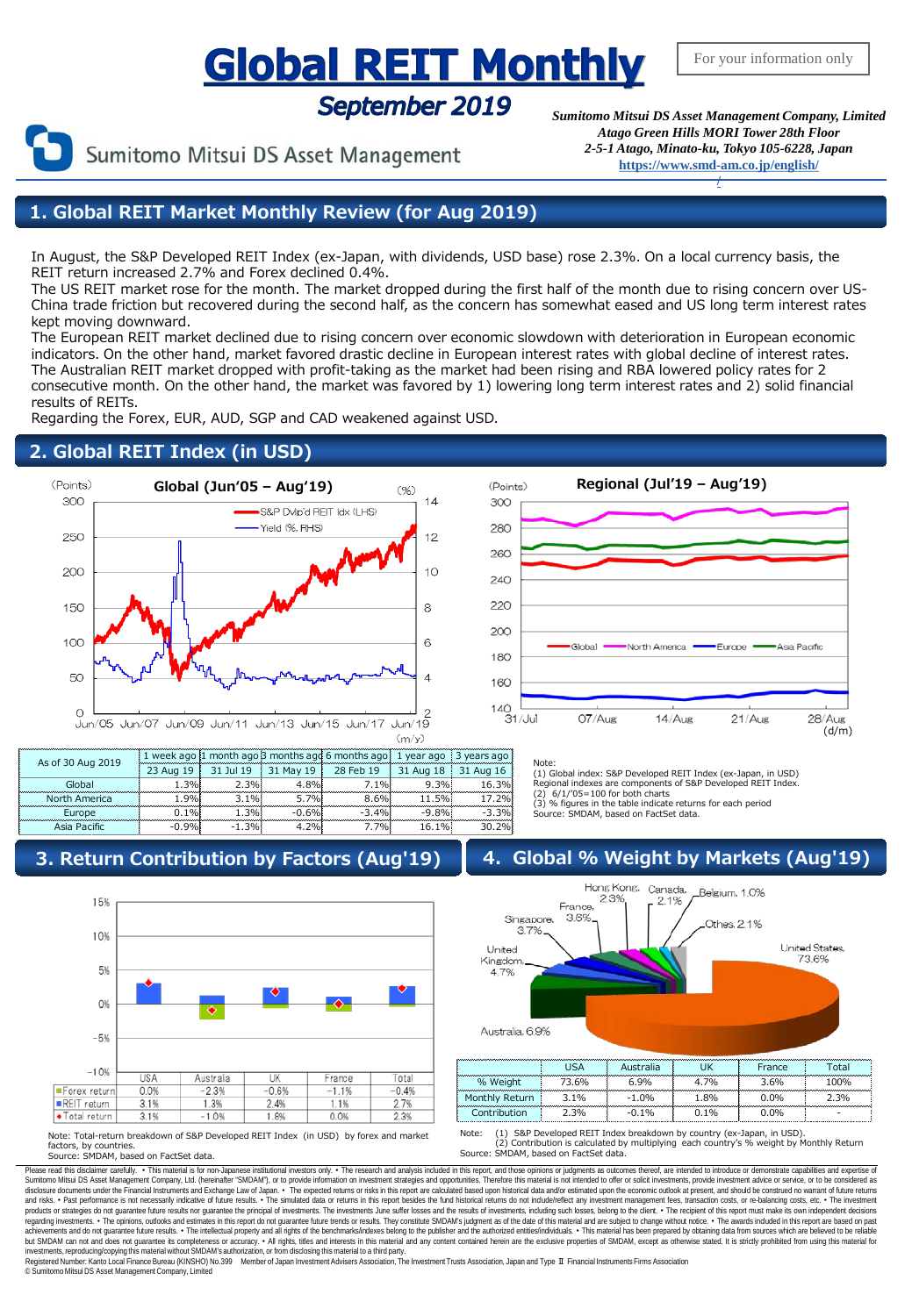# Global REIT Monthly

## September 2019

For your information only

Sumitomo Mitsui DS Asset Management

*Sumitomo Mitsui DS Asset Management Company, Limited*
*Atago Green Hills MORI Tower 28th Floor*
*2-5-1 Atago, Minato-ku, Tokyo 105-6228, Japan*
https://www.smd-am.co.jp/english/

## 1. Global REIT Market Monthly Review (for Aug 2019)

In August, the S&P Developed REIT Index (ex-Japan, with dividends, USD base) rose 2.3%. On a local currency basis, the REIT return increased 2.7% and Forex declined 0.4%.
The US REIT market rose for the month. The market dropped during the first half of the month due to rising concern over US-China trade friction but recovered during the second half, as the concern has somewhat eased and US long term interest rates kept moving downward.
The European REIT market declined due to rising concern over economic slowdown with deterioration in European economic indicators. On the other hand, market favored drastic decline in European interest rates with global decline of interest rates.
The Australian REIT market dropped with profit-taking as the market had been rising and RBA lowered policy rates for 2 consecutive month. On the other hand, the market was favored by 1) lowering long term interest rates and 2) solid financial results of REITs.
Regarding the Forex, EUR, AUD, SGP and CAD weakened against USD.

## 2. Global REIT Index (in USD)

Global (Jun'05 – Aug'19)
(Points) (%)
S&P Dvlp'd REIT Idx (LHS)
Yield (%, RHS)
300 250 200 150 100 50 0
14 12 10 8 6 4 2
Jun/05 Jun/07 Jun/09 Jun/11 Jun/13 Jun/15 Jun/17 Jun/19
(m/y)

Regional (Jul'19 – Aug'19)
(Points)
300 280 260 240 220 200 180 160 140
Global North America Europe Asia Pacific
31/Jul 07/Aug 14/Aug 21/Aug 28/Aug
(d/m)

| As of 30 Aug 2019 | 1 week ago | 1 month ago | 3 months ago | 6 months ago | 1 year ago | 3 years ago |
|---|---|---|---|---|---|---|
| | 23 Aug 19 | 31 Jul 19 | 31 May 19 | 28 Feb 19 | 31 Aug 18 | 31 Aug 16 |
| Global | 1.3% | 2.3% | 4.8% | 7.1% | 9.3% | 16.3% |
| North America | 1.9% | 3.1% | 5.7% | 8.6% | 11.5% | 17.2% |
| Europe | 0.1% | 1.3% | -0.6% | -3.4% | -9.8% | -3.3% |
| Asia Pacific | -0.9% | -1.3% | 4.2% | 7.7% | 16.1% | 30.2% |

Note:
(1) Global index: S&P Developed REIT Index (ex-Japan, in USD)
Regional indexes are components of S&P Developed REIT Index.
(2) 6/1/'05=100 for both charts
(3) % figures in the table indicate returns for each period
Source: SMDAM, based on FactSet data.

## 3. Return Contribution by Factors (Aug'19)

15% 10% 5% 0% -5% -10%

| | USA | Australia | UK | France | Total |
|---|---|---|---|---|---|
| Forex return | 0.0% | -2.3% | -0.6% | -1.1% | -0.4% |
| REIT return | 3.1% | 1.3% | 2.4% | 1.1% | 2.7% |
| Total return | 3.1% | -1.0% | 1.8% | 0.0% | 2.3% |

Note: Total-return breakdown of S&P Developed REIT Index (in USD) by forex and market factors, by countries.
Source: SMDAM, based on FactSet data.

## 4. Global % Weight by Markets (Aug'19)

Hong Kong, 2.3%
Canada, 2.1%
Belgium, 1.0%
France, 3.6%
Singapore, 3.7%
Othes, 2.1%
United Kingdom, 4.7%
United States, 73.6%
Australia, 6.9%

| | USA | Australia | UK | France | Total |
|---|---|---|---|---|---|
| % Weight | 73.6% | 6.9% | 4.7% | 3.6% | 100% |
| Monthly Return | 3.1% | -1.0% | 1.8% | 0.0% | 2.3% |
| Contribution | 2.3% | -0.1% | 0.1% | 0.0% | - |

Note: (1) S&P Developed REIT Index breakdown by country (ex-Japan, in USD).
(2) Contribution is calculated by multiplying each country's % weight by Monthly Return
Source: SMDAM, based on FactSet data.

Please read this disclaimer carefully. • This material is for non-Japanese institutional investors only. • The research and analysis included in this report, and those opinions or judgments as outcomes thereof, are intended to introduce or demonstrate capabilities and expertise of Sumitomo Mitsui DS Asset Management Company, Ltd. (hereinafter "SMDAM"), or to provide information on investment strategies and opportunities. Therefore this material is not intended to offer or solicit investments, provide investment advice or service, or to be considered as disclosure documents under the Financial Instruments and Exchange Law of Japan. • The expected returns or risks in this report are calculated based upon historical data and/or estimated upon the economic outlook at present, and should be construed no warrant of future returns and risks. • Past performance is not necessarily indicative of future results. • The simulated data or returns in this report besides the fund historical returns do not include/reflect any investment management fees, transaction costs, or re-balancing costs, etc. • The investment products or strategies do not guarantee future results nor guarantee the principal of investments. The investments June suffer losses and the results of investments, including such losses, belong to the client. • The recipient of this report must make its own independent decisions regarding investments. • The opinions, outlooks and estimates in this report do not guarantee future trends or results. They constitute SMDAM's judgment as of the date of this material and are subject to change without notice. • The awards included in this report are based on past achievements and do not guarantee future results. • The intellectual property and all rights of the benchmarks/indexes belong to the publisher and the authorized entities/individuals. • This material has been prepared by obtaining data from sources which are believed to be reliable but SMDAM can not and does not guarantee its completeness or accuracy. • All rights, titles and interests in this material and any content contained herein are the exclusive properties of SMDAM, except as otherwise stated. It is strictly prohibited from using this material for investments, reproducing/copying this material without SMDAM's authorization, or from disclosing this material to a third party.
Registered Number: Kanto Local Finance Bureau (KINSHO) No.399 Member of Japan Investment Advisers Association, The Investment Trusts Association, Japan and Type Ⅱ Financial Instruments Firms Association
© Sumitomo Mitsui DS Asset Management Company, Limited